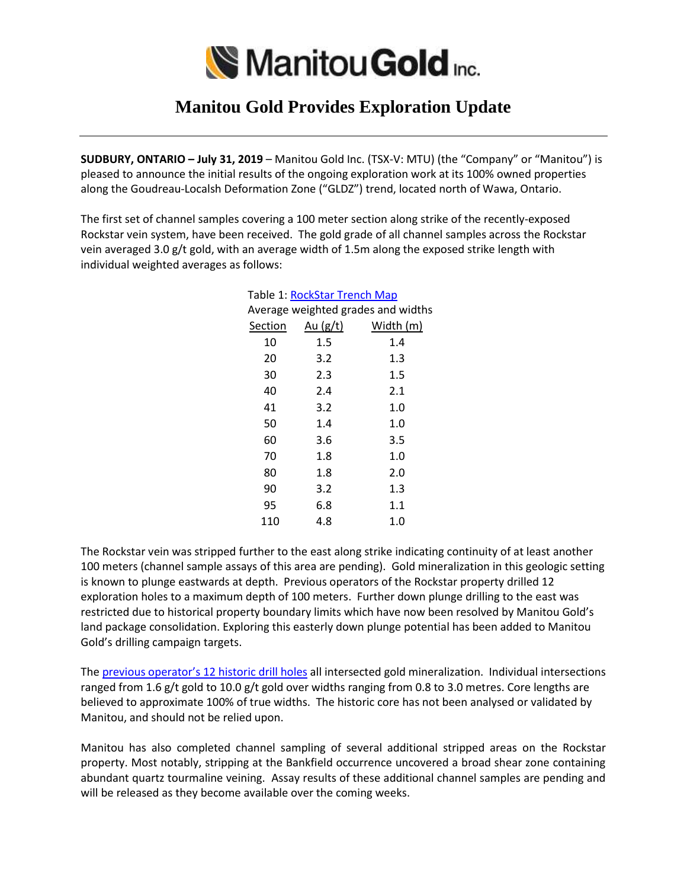# Manitou Gold Inc.

## Manitou Gold Provides Exploration Update

**SUDBURY, ONTARIO – July 31, 2019** – Manitou Gold Inc. (TSX-V: MTU) (the "Company" or "Manitou") is pleased to announce the initial results of the ongoing exploration work at its 100% owned properties along the Goudreau-Localsh Deformation Zone ("GLDZ") trend, located north of Wawa, Ontario.

The first set of channel samples covering a 100 meter section along strike of the recently-exposed Rockstar vein system, have been received. The gold grade of all channel samples across the Rockstar vein averaged 3.0 g/t gold, with an average width of 1.5m along the exposed strike length with individual weighted averages as follows:

Table 1: RockStar Trench Map

Average weighted grades and widths

| Section | Au (g/t) | Width (m) |
|---|---|---|
| 10 | 1.5 | 1.4 |
| 20 | 3.2 | 1.3 |
| 30 | 2.3 | 1.5 |
| 40 | 2.4 | 2.1 |
| 41 | 3.2 | 1.0 |
| 50 | 1.4 | 1.0 |
| 60 | 3.6 | 3.5 |
| 70 | 1.8 | 1.0 |
| 80 | 1.8 | 2.0 |
| 90 | 3.2 | 1.3 |
| 95 | 6.8 | 1.1 |
| 110 | 4.8 | 1.0 |

The Rockstar vein was stripped further to the east along strike indicating continuity of at least another 100 meters (channel sample assays of this area are pending). Gold mineralization in this geologic setting is known to plunge eastwards at depth. Previous operators of the Rockstar property drilled 12 exploration holes to a maximum depth of 100 meters. Further down plunge drilling to the east was restricted due to historical property boundary limits which have now been resolved by Manitou Gold's land package consolidation. Exploring this easterly down plunge potential has been added to Manitou Gold's drilling campaign targets.

The previous operator's 12 historic drill holes all intersected gold mineralization. Individual intersections ranged from 1.6 g/t gold to 10.0 g/t gold over widths ranging from 0.8 to 3.0 metres. Core lengths are believed to approximate 100% of true widths. The historic core has not been analysed or validated by Manitou, and should not be relied upon.

Manitou has also completed channel sampling of several additional stripped areas on the Rockstar property. Most notably, stripping at the Bankfield occurrence uncovered a broad shear zone containing abundant quartz tourmaline veining. Assay results of these additional channel samples are pending and will be released as they become available over the coming weeks.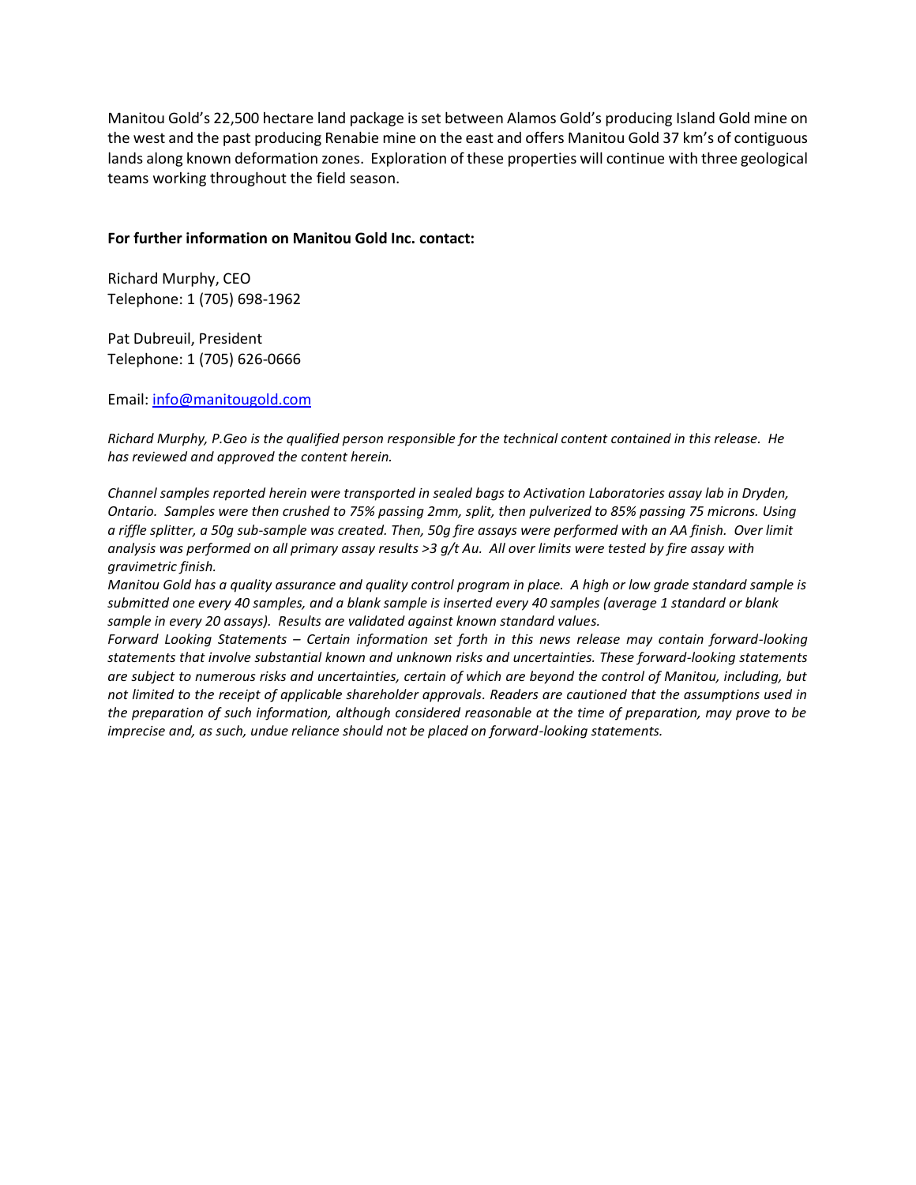Manitou Gold's 22,500 hectare land package is set between Alamos Gold's producing Island Gold mine on the west and the past producing Renabie mine on the east and offers Manitou Gold 37 km's of contiguous lands along known deformation zones. Exploration of these properties will continue with three geological teams working throughout the field season.

**For further information on Manitou Gold Inc. contact:**

Richard Murphy, CEO
Telephone: 1 (705) 698-1962

Pat Dubreuil, President
Telephone: 1 (705) 626-0666

Email: info@manitougold.com

*Richard Murphy, P.Geo is the qualified person responsible for the technical content contained in this release. He has reviewed and approved the content herein.*

*Channel samples reported herein were transported in sealed bags to Activation Laboratories assay lab in Dryden, Ontario. Samples were then crushed to 75% passing 2mm, split, then pulverized to 85% passing 75 microns. Using a riffle splitter, a 50g sub-sample was created. Then, 50g fire assays were performed with an AA finish. Over limit analysis was performed on all primary assay results >3 g/t Au. All over limits were tested by fire assay with gravimetric finish.*

*Manitou Gold has a quality assurance and quality control program in place. A high or low grade standard sample is submitted one every 40 samples, and a blank sample is inserted every 40 samples (average 1 standard or blank sample in every 20 assays). Results are validated against known standard values.*

*Forward Looking Statements – Certain information set forth in this news release may contain forward-looking statements that involve substantial known and unknown risks and uncertainties. These forward-looking statements are subject to numerous risks and uncertainties, certain of which are beyond the control of Manitou, including, but not limited to the receipt of applicable shareholder approvals. Readers are cautioned that the assumptions used in the preparation of such information, although considered reasonable at the time of preparation, may prove to be imprecise and, as such, undue reliance should not be placed on forward-looking statements.*